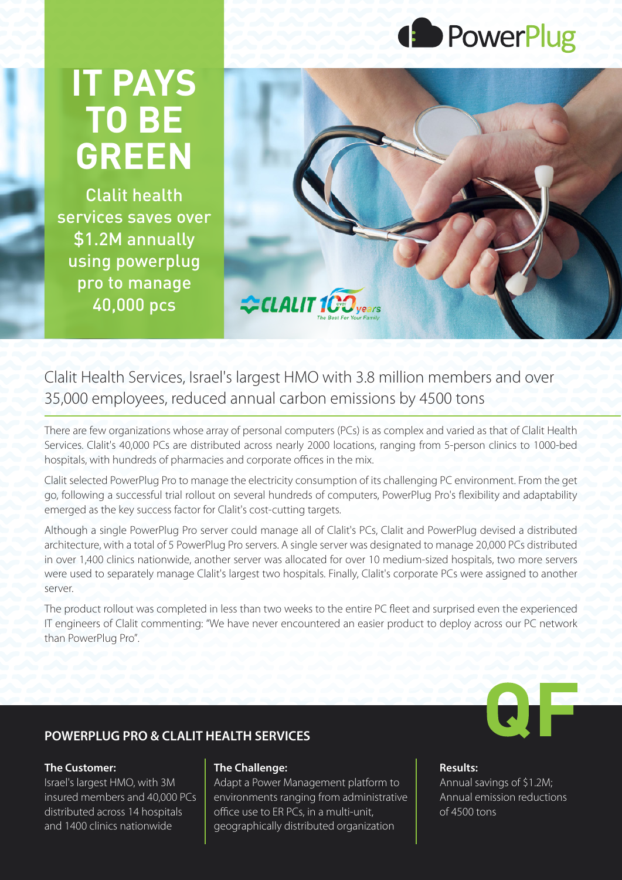PowerPlug

# IT PAYS TO BE GREEN

Clalit health services saves over $1.2M annually using powerplug pro to manage 40,000 pcs

## Clalit Health Services, Israel's largest HMO with 3.8 million members and over 35,000 employees, reduced annual carbon emissions by 4500 tons

There are few organizations whose array of personal computers (PCs) is as complex and varied as that of Clalit Health Services. Clalit's 40,000 PCs are distributed across nearly 2000 locations, ranging from 5-person clinics to 1000-bed hospitals, with hundreds of pharmacies and corporate offices in the mix.

Clalit selected PowerPlug Pro to manage the electricity consumption of its challenging PC environment. From the get go, following a successful trial rollout on several hundreds of computers, PowerPlug Pro's flexibility and adaptability emerged as the key success factor for Clalit's cost-cutting targets.

Although a single PowerPlug Pro server could manage all of Clalit's PCs, Clalit and PowerPlug devised a distributed architecture, with a total of 5 PowerPlug Pro servers. A single server was designated to manage 20,000 PCs distributed in over 1,400 clinics nationwide, another server was allocated for over 10 medium-sized hospitals, two more servers were used to separately manage Clalit's largest two hospitals. Finally, Clalit's corporate PCs were assigned to another server.

The product rollout was completed in less than two weeks to the entire PC fleet and surprised even the experienced IT engineers of Clalit commenting: "We have never encountered an easier product to deploy across our PC network than PowerPlug Pro".

### POWERPLUG PRO & CLALIT HEALTH SERVICES

**The Customer:**
Israel's largest HMO, with 3M insured members and 40,000 PCs distributed across 14 hospitals and 1400 clinics nationwide

**The Challenge:**
Adapt a Power Management platform to environments ranging from administrative office use to ER PCs, in a multi-unit, geographically distributed organization

**Results:**
Annual savings of $1.2M; Annual emission reductions of 4500 tons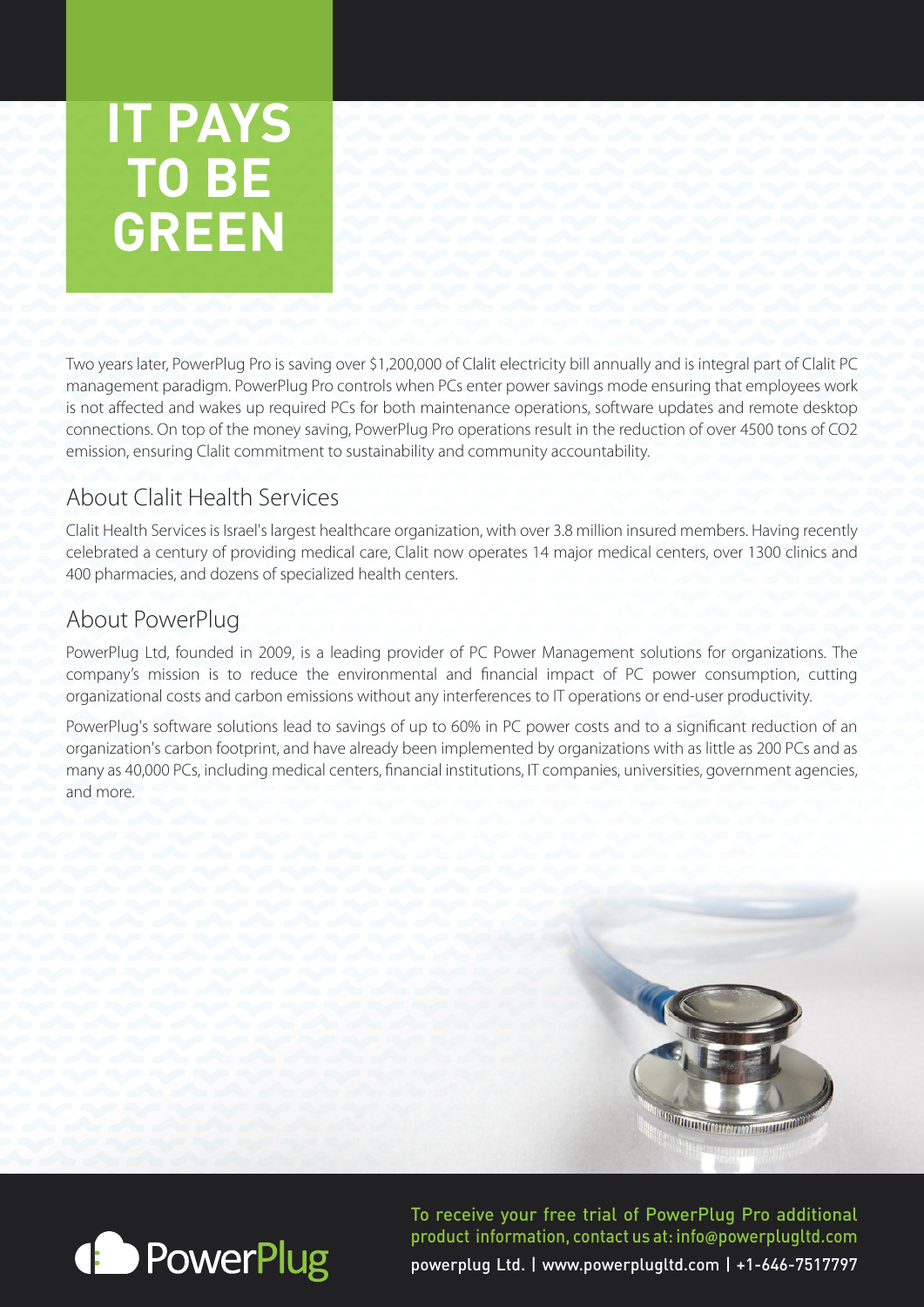# IT PAYS TO BE GREEN

Two years later, PowerPlug Pro is saving over \$1,200,000 of Clalit electricity bill annually and is integral part of Clalit PC management paradigm. PowerPlug Pro controls when PCs enter power savings mode ensuring that employees work is not affected and wakes up required PCs for both maintenance operations, software updates and remote desktop connections. On top of the money saving, PowerPlug Pro operations result in the reduction of over 4500 tons of $CO_2$ emission, ensuring Clalit commitment to sustainability and community accountability.

## About Clalit Health Services

Clalit Health Services is Israel's largest healthcare organization, with over 3.8 million insured members. Having recently celebrated a century of providing medical care, Clalit now operates 14 major medical centers, over 1300 clinics and 400 pharmacies, and dozens of specialized health centers.

## About PowerPlug

PowerPlug Ltd, founded in 2009, is a leading provider of PC Power Management solutions for organizations. The company's mission is to reduce the environmental and financial impact of PC power consumption, cutting organizational costs and carbon emissions without any interferences to IT operations or end-user productivity.

PowerPlug's software solutions lead to savings of up to 60% in PC power costs and to a significant reduction of an organization's carbon footprint, and have already been implemented by organizations with as little as 200 PCs and as many as 40,000 PCs, including medical centers, financial institutions, IT companies, universities, government agencies, and more.

PowerPlug

To receive your free trial of PowerPlug Pro additional product information, contact us at: info@powerplugltd.com

powerplug Ltd. | www.powerplugltd.com | +1-646-7517797